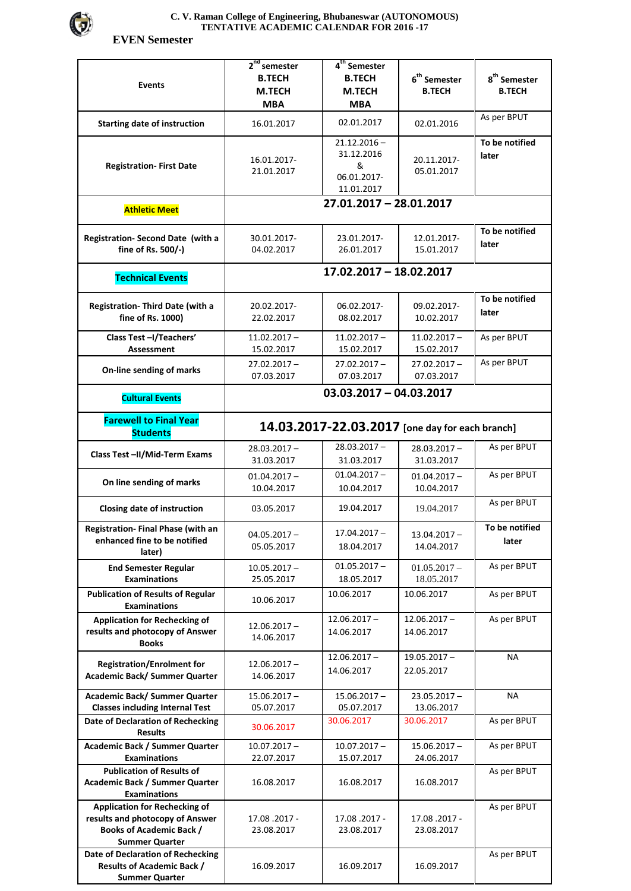# C. V. Raman College of Engineering, Bhubaneswar (AUTONOMOUS)
## TENTATIVE ACADEMIC CALENDAR FOR 2016 -17

### EVEN Semester

| Events | 2nd semester B.TECH M.TECH MBA | 4th Semester B.TECH M.TECH MBA | 6th Semester B.TECH | 8th Semester B.TECH |
|---|---|---|---|---|
| Starting date of instruction | 16.01.2017 | 02.01.2017 | 02.01.2016 | As per BPUT |
| Registration- First Date | 16.01.2017-21.01.2017 | 21.12.2016 – 31.12.2016 & 06.01.2017-11.01.2017 | 20.11.2017-05.01.2017 | To be notified later |
| Athletic Meet | 27.01.2017 – 28.01.2017 | | | |
| Registration- Second Date (with a fine of Rs. 500/-) | 30.01.2017-04.02.2017 | 23.01.2017-26.01.2017 | 12.01.2017-15.01.2017 | To be notified later |
| Technical Events | 17.02.2017 – 18.02.2017 | | | |
| Registration- Third Date (with a fine of Rs. 1000) | 20.02.2017-22.02.2017 | 06.02.2017-08.02.2017 | 09.02.2017-10.02.2017 | To be notified later |
| Class Test –I/Teachers' Assessment | 11.02.2017 – 15.02.2017 | 11.02.2017 – 15.02.2017 | 11.02.2017 – 15.02.2017 | As per BPUT |
| On-line sending of marks | 27.02.2017 – 07.03.2017 | 27.02.2017 – 07.03.2017 | 27.02.2017 – 07.03.2017 | As per BPUT |
| Cultural Events | 03.03.2017 – 04.03.2017 | | | |
| Farewell to Final Year Students | 14.03.2017-22.03.2017 [one day for each branch] | | | |
| Class Test –II/Mid-Term Exams | 28.03.2017 – 31.03.2017 | 28.03.2017 – 31.03.2017 | 28.03.2017 – 31.03.2017 | As per BPUT |
| On line sending of marks | 01.04.2017 – 10.04.2017 | 01.04.2017 – 10.04.2017 | 01.04.2017 – 10.04.2017 | As per BPUT |
| Closing date of instruction | 03.05.2017 | 19.04.2017 | 19.04.2017 | As per BPUT |
| Registration- Final Phase (with an enhanced fine to be notified later) | 04.05.2017 – 05.05.2017 | 17.04.2017 – 18.04.2017 | 13.04.2017 – 14.04.2017 | To be notified later |
| End Semester Regular Examinations | 10.05.2017 – 25.05.2017 | 01.05.2017 – 18.05.2017 | 01.05.2017 – 18.05.2017 | As per BPUT |
| Publication of Results of Regular Examinations | 10.06.2017 | 10.06.2017 | 10.06.2017 | As per BPUT |
| Application for Rechecking of results and photocopy of Answer Books | 12.06.2017 – 14.06.2017 | 12.06.2017 – 14.06.2017 | 12.06.2017 – 14.06.2017 | As per BPUT |
| Registration/Enrolment for Academic Back/ Summer Quarter | 12.06.2017 – 14.06.2017 | 12.06.2017 – 14.06.2017 | 19.05.2017 – 22.05.2017 | NA |
| Academic Back/ Summer Quarter Classes including Internal Test | 15.06.2017 – 05.07.2017 | 15.06.2017 – 05.07.2017 | 23.05.2017 – 13.06.2017 | NA |
| Date of Declaration of Rechecking Results | 30.06.2017 | 30.06.2017 | 30.06.2017 | As per BPUT |
| Academic Back / Summer Quarter Examinations | 10.07.2017 – 22.07.2017 | 10.07.2017 – 15.07.2017 | 15.06.2017 – 24.06.2017 | As per BPUT |
| Publication of Results of Academic Back / Summer Quarter Examinations | 16.08.2017 | 16.08.2017 | 16.08.2017 | As per BPUT |
| Application for Rechecking of results and photocopy of Answer Books of Academic Back / Summer Quarter | 17.08 .2017 - 23.08.2017 | 17.08 .2017 - 23.08.2017 | 17.08 .2017 - 23.08.2017 | As per BPUT |
| Date of Declaration of Rechecking Results of Academic Back / Summer Quarter | 16.09.2017 | 16.09.2017 | 16.09.2017 | As per BPUT |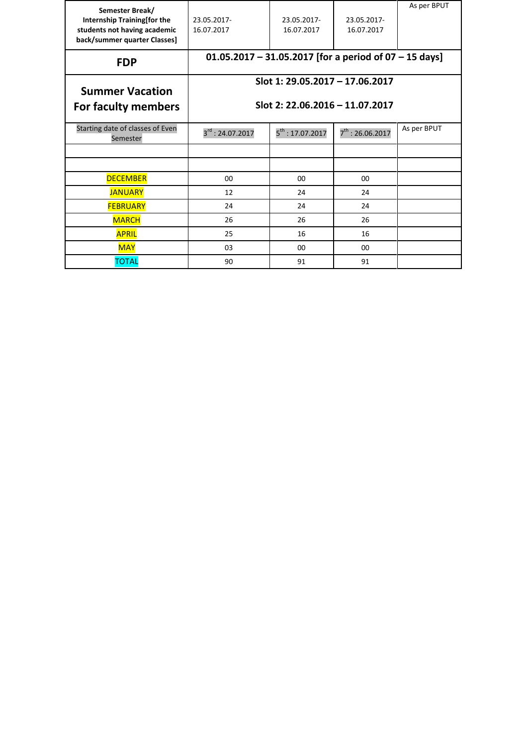| | | | | |
|---|---|---|---|---|
| **Semester Break/ Internship Training[for the students not having academic back/summer quarter Classes]** | 23.05.2017-16.07.2017 | 23.05.2017-16.07.2017 | 23.05.2017-16.07.2017 | As per BPUT |
| **FDP** | **01.05.2017 – 31.05.2017 [for a period of 07 – 15 days]** | | | |
| **Summer Vacation For faculty members** | **Slot 1: 29.05.2017 – 17.06.2017**<br>**Slot 2: 22.06.2016 – 11.07.2017** | | | |
| Starting date of classes of Even Semester | 3rd : 24.07.2017 | 5th : 17.07.2017 | 7th : 26.06.2017 | As per BPUT |
| | | | | |
| | | | | |
| DECEMBER | 00 | 00 | 00 | |
| JANUARY | 12 | 24 | 24 | |
| FEBRUARY | 24 | 24 | 24 | |
| MARCH | 26 | 26 | 26 | |
| APRIL | 25 | 16 | 16 | |
| MAY | 03 | 00 | 00 | |
| TOTAL | 90 | 91 | 91 | |